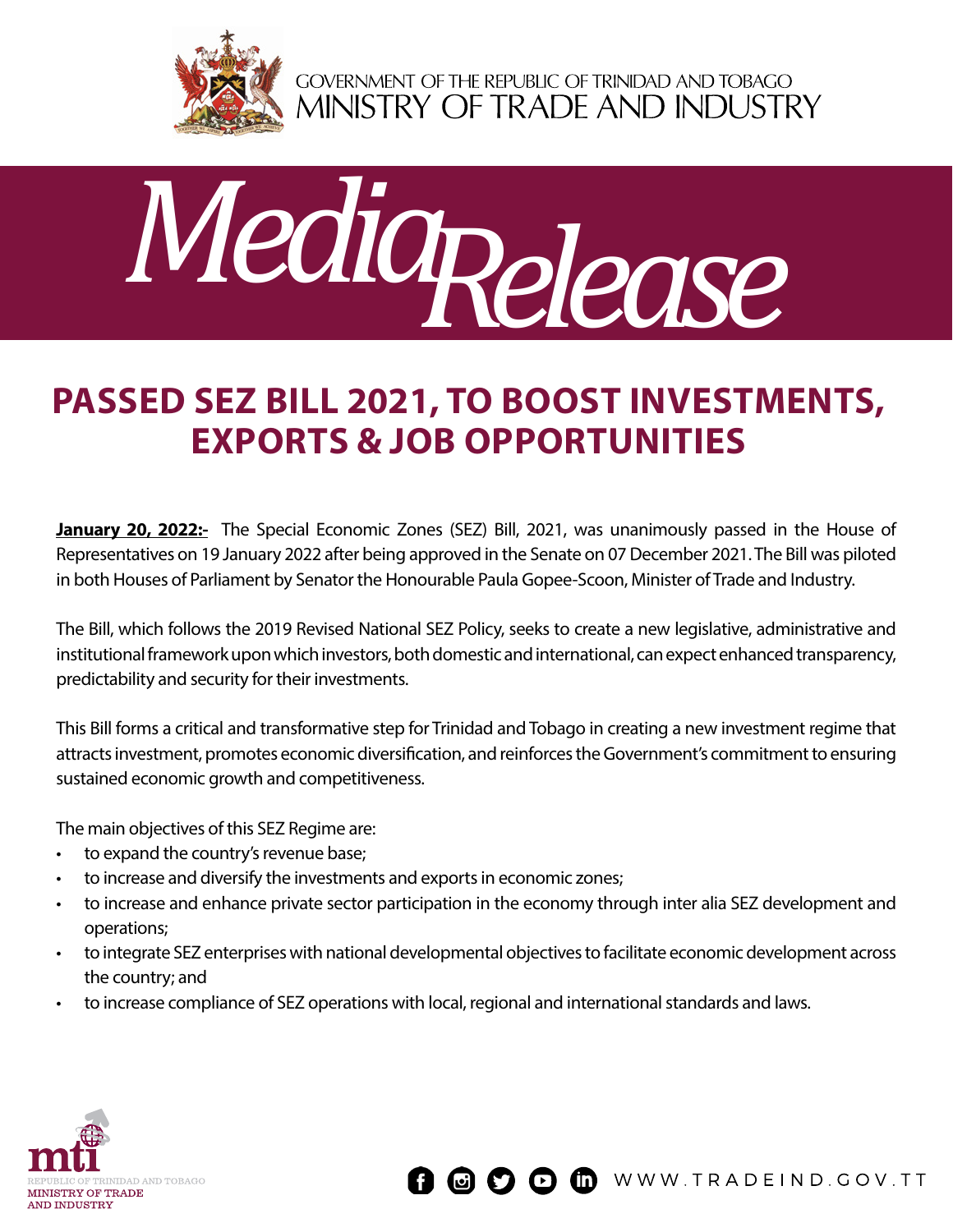GOVERNMENT OF THE REPUBLIC OF TRINIDAD AND TOBAGO
MINISTRY OF TRADE AND INDUSTRY

# *Media Release*

## PASSED SEZ BILL 2021, TO BOOST INVESTMENTS, EXPORTS & JOB OPPORTUNITIES

**January 20, 2022:-** The Special Economic Zones (SEZ) Bill, 2021, was unanimously passed in the House of Representatives on 19 January 2022 after being approved in the Senate on 07 December 2021. The Bill was piloted in both Houses of Parliament by Senator the Honourable Paula Gopee-Scoon, Minister of Trade and Industry.

The Bill, which follows the 2019 Revised National SEZ Policy, seeks to create a new legislative, administrative and institutional framework upon which investors, both domestic and international, can expect enhanced transparency, predictability and security for their investments.

This Bill forms a critical and transformative step for Trinidad and Tobago in creating a new investment regime that attracts investment, promotes economic diversification, and reinforces the Government's commitment to ensuring sustained economic growth and competitiveness.

The main objectives of this SEZ Regime are:

- to expand the country's revenue base;
- to increase and diversify the investments and exports in economic zones;
- to increase and enhance private sector participation in the economy through inter alia SEZ development and operations;
- to integrate SEZ enterprises with national developmental objectives to facilitate economic development across the country; and
- to increase compliance of SEZ operations with local, regional and international standards and laws.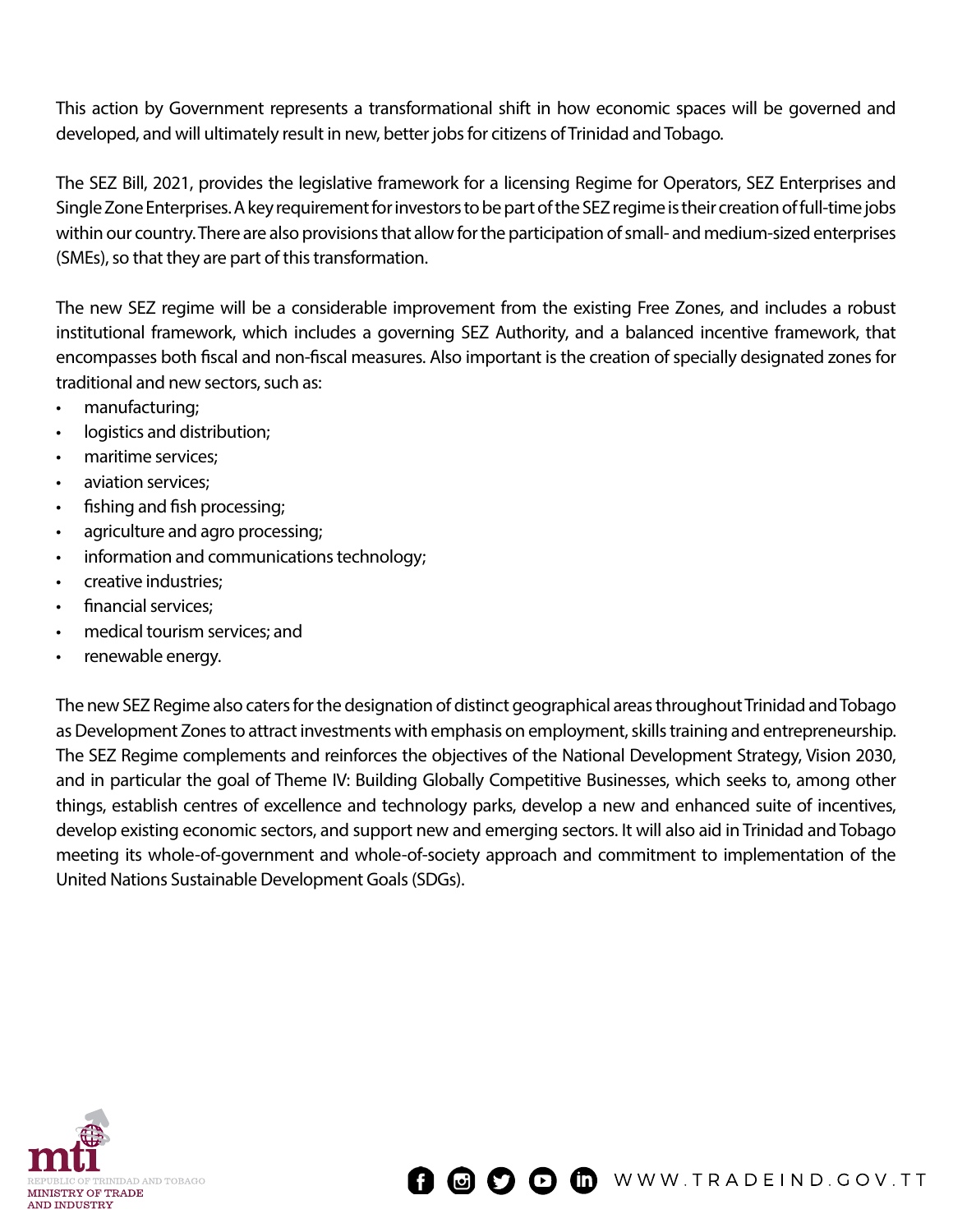This action by Government represents a transformational shift in how economic spaces will be governed and developed, and will ultimately result in new, better jobs for citizens of Trinidad and Tobago.

The SEZ Bill, 2021, provides the legislative framework for a licensing Regime for Operators, SEZ Enterprises and Single Zone Enterprises. A key requirement for investors to be part of the SEZ regime is their creation of full-time jobs within our country. There are also provisions that allow for the participation of small- and medium-sized enterprises (SMEs), so that they are part of this transformation.

The new SEZ regime will be a considerable improvement from the existing Free Zones, and includes a robust institutional framework, which includes a governing SEZ Authority, and a balanced incentive framework, that encompasses both fiscal and non-fiscal measures. Also important is the creation of specially designated zones for traditional and new sectors, such as:

- manufacturing;
- logistics and distribution;
- maritime services;
- aviation services;
- fishing and fish processing;
- agriculture and agro processing;
- information and communications technology;
- creative industries;
- financial services;
- medical tourism services; and
- renewable energy.

The new SEZ Regime also caters for the designation of distinct geographical areas throughout Trinidad and Tobago as Development Zones to attract investments with emphasis on employment, skills training and entrepreneurship. The SEZ Regime complements and reinforces the objectives of the National Development Strategy, Vision 2030, and in particular the goal of Theme IV: Building Globally Competitive Businesses, which seeks to, among other things, establish centres of excellence and technology parks, develop a new and enhanced suite of incentives, develop existing economic sectors, and support new and emerging sectors. It will also aid in Trinidad and Tobago meeting its whole-of-government and whole-of-society approach and commitment to implementation of the United Nations Sustainable Development Goals (SDGs).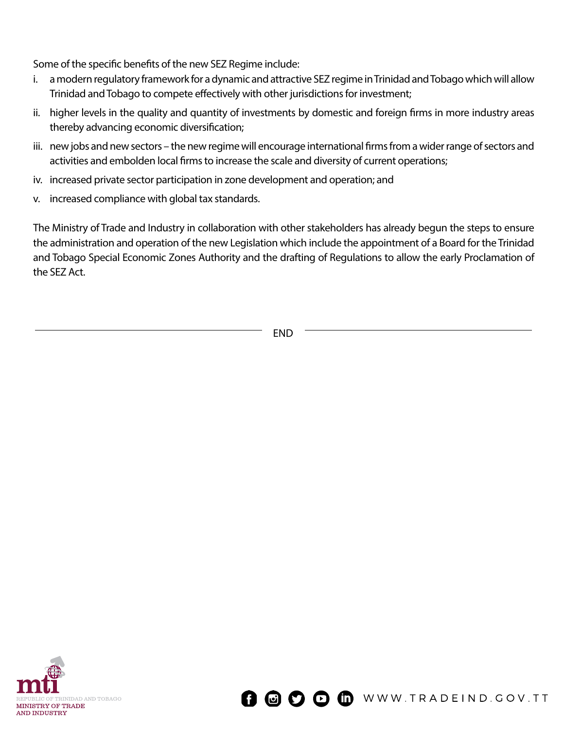Some of the specific benefits of the new SEZ Regime include:

i. a modern regulatory framework for a dynamic and attractive SEZ regime in Trinidad and Tobago which will allow Trinidad and Tobago to compete effectively with other jurisdictions for investment;

ii. higher levels in the quality and quantity of investments by domestic and foreign firms in more industry areas thereby advancing economic diversification;

iii. new jobs and new sectors – the new regime will encourage international firms from a wider range of sectors and activities and embolden local firms to increase the scale and diversity of current operations;

iv. increased private sector participation in zone development and operation; and

v. increased compliance with global tax standards.

The Ministry of Trade and Industry in collaboration with other stakeholders has already begun the steps to ensure the administration and operation of the new Legislation which include the appointment of a Board for the Trinidad and Tobago Special Economic Zones Authority and the drafting of Regulations to allow the early Proclamation of the SEZ Act.

END